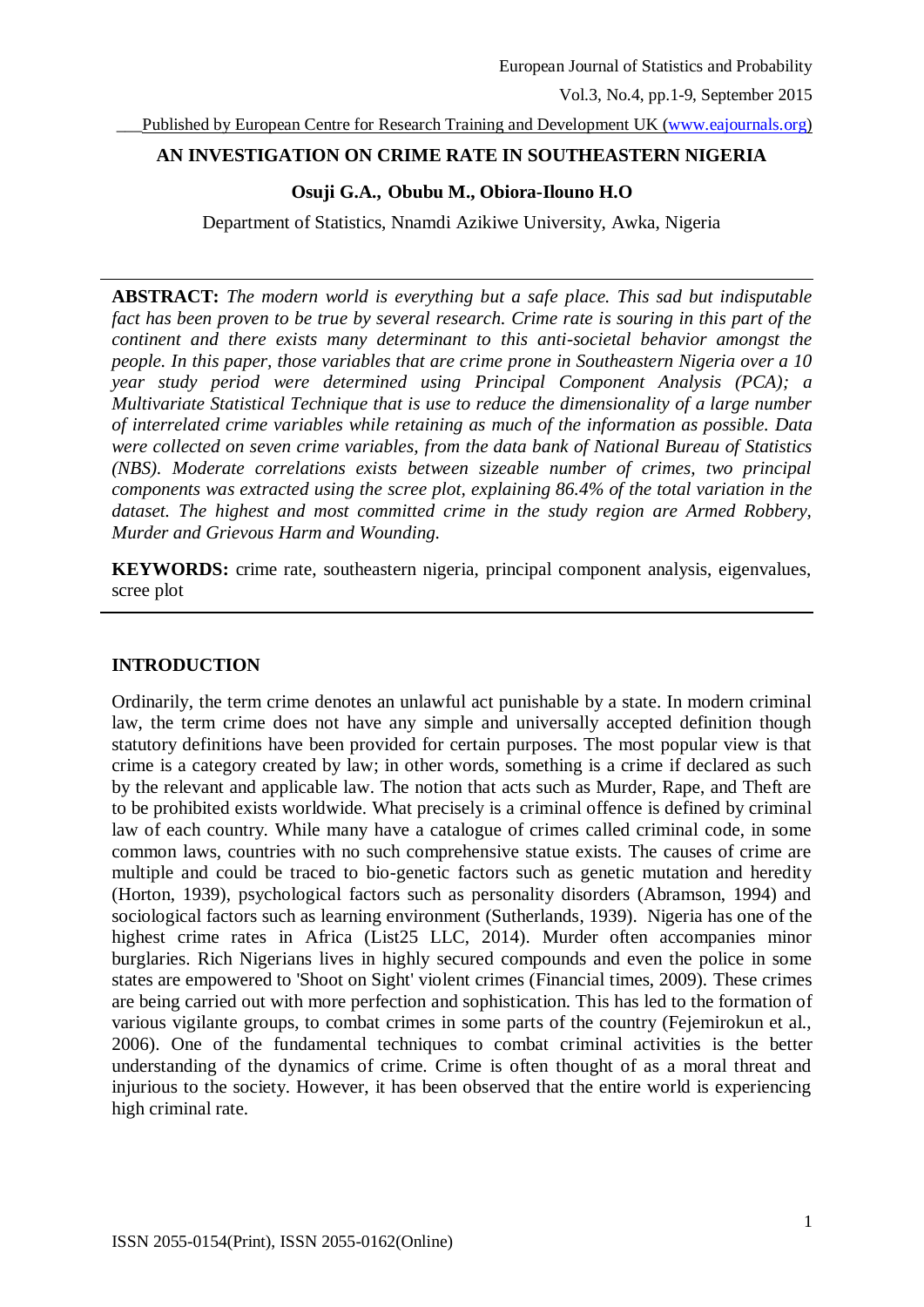# AN INVESTIGATION ON CRIME RATE IN SOUTHEASTERN NIGERIA

**Osuji G.A., Obubu M., Obiora-Ilouno H.O**

Department of Statistics, Nnamdi Azikiwe University, Awka, Nigeria

---

**ABSTRACT:** *The modern world is everything but a safe place. This sad but indisputable fact has been proven to be true by several research. Crime rate is souring in this part of the continent and there exists many determinant to this anti-societal behavior amongst the people. In this paper, those variables that are crime prone in Southeastern Nigeria over a 10 year study period were determined using Principal Component Analysis (PCA); a Multivariate Statistical Technique that is use to reduce the dimensionality of a large number of interrelated crime variables while retaining as much of the information as possible. Data were collected on seven crime variables, from the data bank of National Bureau of Statistics (NBS). Moderate correlations exists between sizeable number of crimes, two principal components was extracted using the scree plot, explaining 86.4% of the total variation in the dataset. The highest and most committed crime in the study region are Armed Robbery, Murder and Grievous Harm and Wounding.*

**KEYWORDS:** crime rate, southeastern nigeria, principal component analysis, eigenvalues, scree plot

---

## INTRODUCTION

Ordinarily, the term crime denotes an unlawful act punishable by a state. In modern criminal law, the term crime does not have any simple and universally accepted definition though statutory definitions have been provided for certain purposes. The most popular view is that crime is a category created by law; in other words, something is a crime if declared as such by the relevant and applicable law. The notion that acts such as Murder, Rape, and Theft are to be prohibited exists worldwide. What precisely is a criminal offence is defined by criminal law of each country. While many have a catalogue of crimes called criminal code, in some common laws, countries with no such comprehensive statue exists. The causes of crime are multiple and could be traced to bio-genetic factors such as genetic mutation and heredity (Horton, 1939), psychological factors such as personality disorders (Abramson, 1994) and sociological factors such as learning environment (Sutherlands, 1939). Nigeria has one of the highest crime rates in Africa (List25 LLC, 2014). Murder often accompanies minor burglaries. Rich Nigerians lives in highly secured compounds and even the police in some states are empowered to 'Shoot on Sight' violent crimes (Financial times, 2009). These crimes are being carried out with more perfection and sophistication. This has led to the formation of various vigilante groups, to combat crimes in some parts of the country (Fejemirokun et al., 2006). One of the fundamental techniques to combat criminal activities is the better understanding of the dynamics of crime. Crime is often thought of as a moral threat and injurious to the society. However, it has been observed that the entire world is experiencing high criminal rate.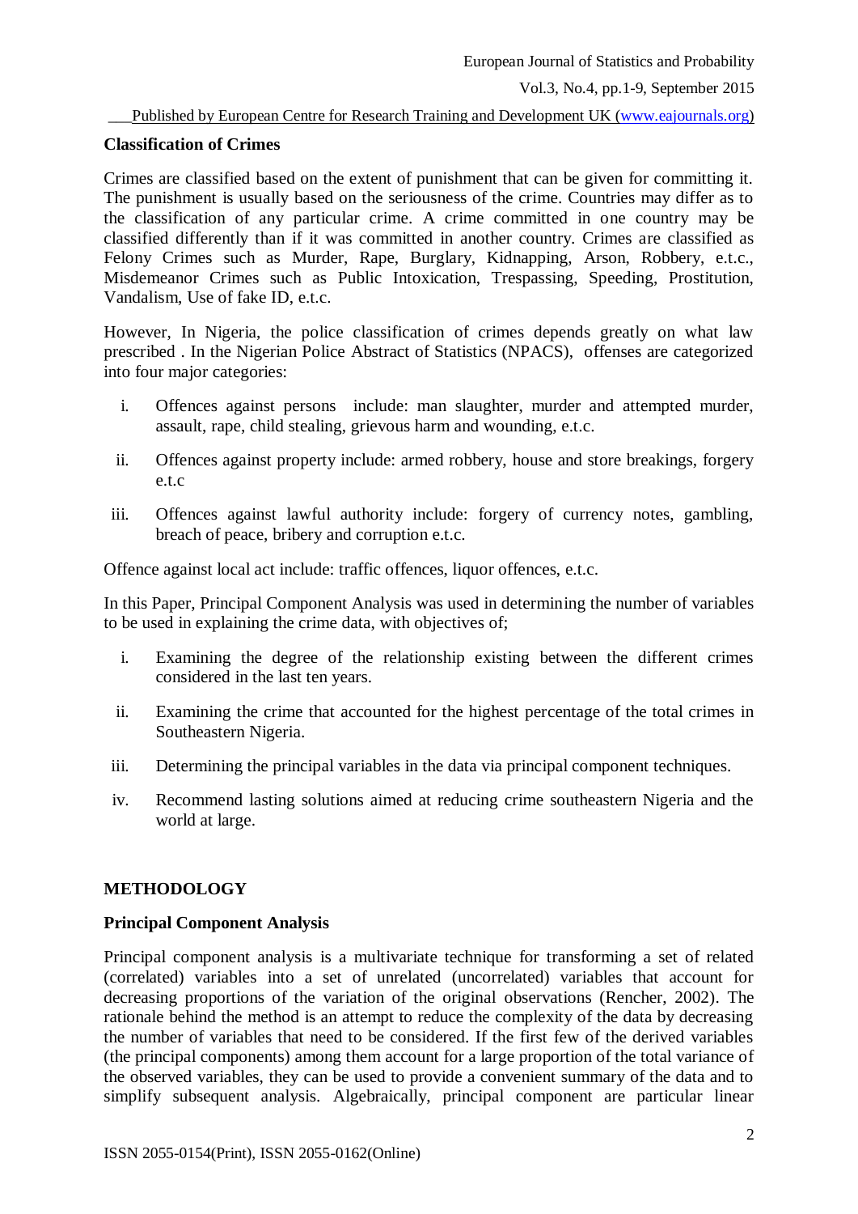### Classification of Crimes

Crimes are classified based on the extent of punishment that can be given for committing it. The punishment is usually based on the seriousness of the crime. Countries may differ as to the classification of any particular crime. A crime committed in one country may be classified differently than if it was committed in another country. Crimes are classified as Felony Crimes such as Murder, Rape, Burglary, Kidnapping, Arson, Robbery, e.t.c., Misdemeanor Crimes such as Public Intoxication, Trespassing, Speeding, Prostitution, Vandalism, Use of fake ID, e.t.c.

However, In Nigeria, the police classification of crimes depends greatly on what law prescribed . In the Nigerian Police Abstract of Statistics (NPACS), offenses are categorized into four major categories:

i. Offences against persons include: man slaughter, murder and attempted murder, assault, rape, child stealing, grievous harm and wounding, e.t.c.

ii. Offences against property include: armed robbery, house and store breakings, forgery e.t.c

iii. Offences against lawful authority include: forgery of currency notes, gambling, breach of peace, bribery and corruption e.t.c.

Offence against local act include: traffic offences, liquor offences, e.t.c.

In this Paper, Principal Component Analysis was used in determining the number of variables to be used in explaining the crime data, with objectives of;

i. Examining the degree of the relationship existing between the different crimes considered in the last ten years.

ii. Examining the crime that accounted for the highest percentage of the total crimes in Southeastern Nigeria.

iii. Determining the principal variables in the data via principal component techniques.

iv. Recommend lasting solutions aimed at reducing crime southeastern Nigeria and the world at large.

## METHODOLOGY

### Principal Component Analysis

Principal component analysis is a multivariate technique for transforming a set of related (correlated) variables into a set of unrelated (uncorrelated) variables that account for decreasing proportions of the variation of the original observations (Rencher, 2002). The rationale behind the method is an attempt to reduce the complexity of the data by decreasing the number of variables that need to be considered. If the first few of the derived variables (the principal components) among them account for a large proportion of the total variance of the observed variables, they can be used to provide a convenient summary of the data and to simplify subsequent analysis. Algebraically, principal component are particular linear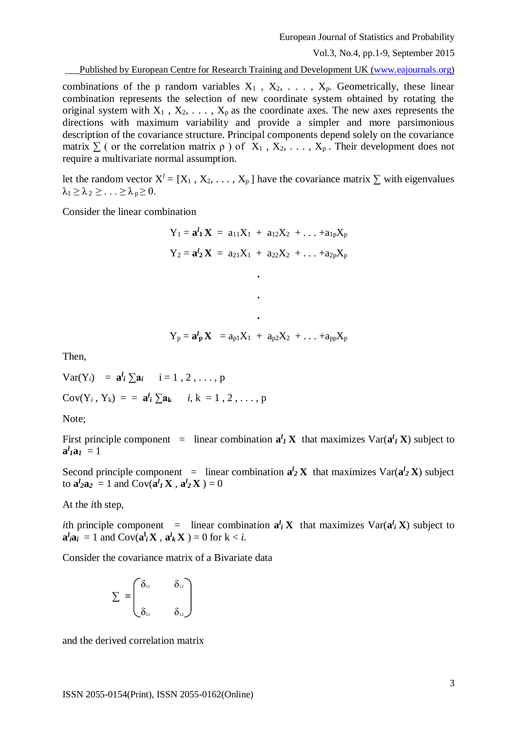combinations of the p random variables $X_1$ , $X_2$, . . . , $X_p$. Geometrically, these linear combination represents the selection of new coordinate system obtained by rotating the original system with $X_1$ , $X_2$, . . . , $X_p$ as the coordinate axes. The new axes represents the directions with maximum variability and provide a simpler and more parsimonious description of the covariance structure. Principal components depend solely on the covariance matrix $\sum$ ( or the correlation matrix $\rho$ ) of $X_1$ , $X_2$, . . . , $X_p$ . Their development does not require a multivariate normal assumption.

let the random vector $X^l = [X_1 , X_2, . . . , X_p ]$ have the covariance matrix $\sum$ with eigenvalues $\lambda_1 \geq \lambda_2 \geq . . . \geq \lambda_p \geq 0$.

Consider the linear combination

$$
\begin{aligned}
Y_1 &= \mathbf{a}^l_1 \mathbf{X} = a_{11}X_1 + a_{12}X_2 + . . . + a_{1p}X_p \\
Y_2 &= \mathbf{a}^l_2 \mathbf{X} = a_{21}X_1 + a_{22}X_2 + . . . + a_{2p}X_p \\
&\vdots \\
Y_p &= \mathbf{a}^l_p \mathbf{X} = a_{p1}X_1 + a_{p2}X_2 + . . . + a_{pp}X_p
\end{aligned}
$$

Then,

$\text{Var}(Y_i) = \mathbf{a}^l_i \sum \mathbf{a}_i \quad i = 1 , 2 , . . . , p$

$\text{Cov}(Y_i , Y_k) = = \mathbf{a}^l_i \sum \mathbf{a}_k \quad i, k = 1 , 2 , . . . , p$

Note;

First principle component = linear combination $\mathbf{a}^l_1 \mathbf{X}$ that maximizes $\text{Var}(\mathbf{a}^l_1 \mathbf{X})$ subject to $\mathbf{a}^l_1\mathbf{a}_1 = 1$

Second principle component = linear combination $\mathbf{a}^l_2 \mathbf{X}$ that maximizes $\text{Var}(\mathbf{a}^l_2 \mathbf{X})$ subject to $\mathbf{a}^l_2\mathbf{a}_2 = 1$ and $\text{Cov}(\mathbf{a}^l_1 \mathbf{X} , \mathbf{a}^l_2 \mathbf{X} ) = 0$

At the *i*th step,

*i*th principle component = linear combination $\mathbf{a}^l_i \mathbf{X}$ that maximizes $\text{Var}(\mathbf{a}^l_i \mathbf{X})$ subject to $\mathbf{a}^l_i\mathbf{a}_i = 1$ and $\text{Cov}(\mathbf{a}^l_i \mathbf{X} , \mathbf{a}^l_k \mathbf{X} ) = 0$ for $k < i$.

Consider the covariance matrix of a Bivariate data

$$
\sum = \begin{pmatrix} \delta_{11} & \delta_{12} \\ \delta_{11} & \delta_{12} \end{pmatrix}
$$

and the derived correlation matrix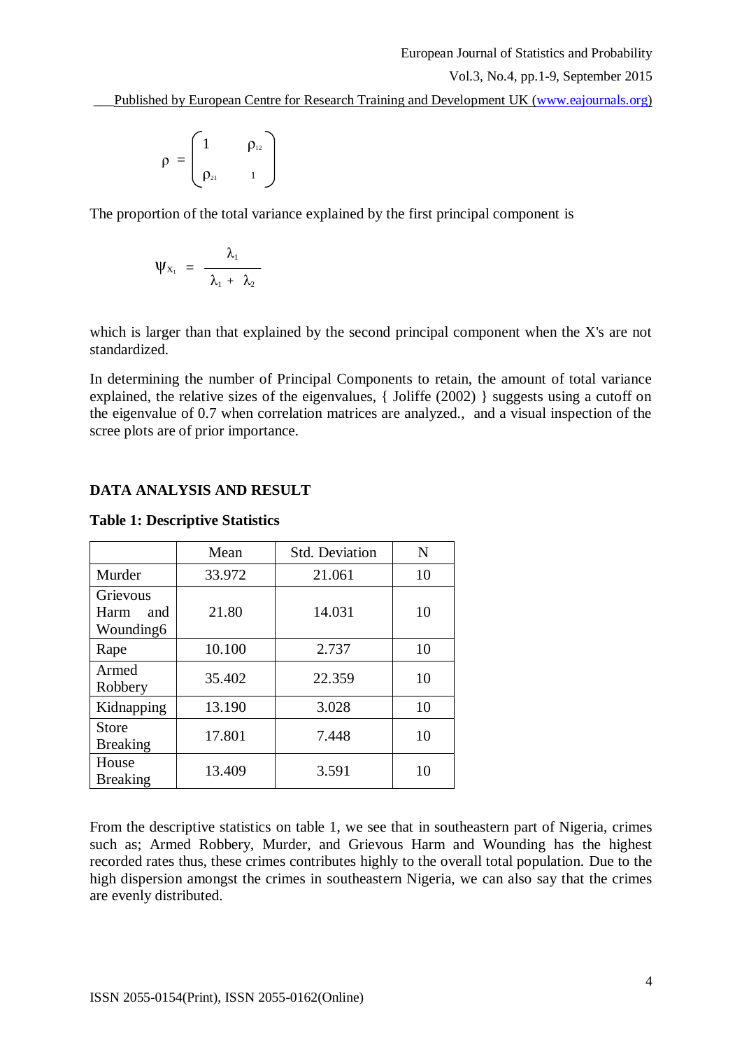$$\rho = \begin{pmatrix} 1 & \rho_{12} \\ \rho_{21} & 1 \end{pmatrix}$$

The proportion of the total variance explained by the first principal component is

$$\psi_{X_1} = \frac{\lambda_1}{\lambda_1 + \lambda_2}$$

which is larger than that explained by the second principal component when the X's are not standardized.

In determining the number of Principal Components to retain, the amount of total variance explained, the relative sizes of the eigenvalues, { Joliffe (2002) } suggests using a cutoff on the eigenvalue of 0.7 when correlation matrices are analyzed., and a visual inspection of the scree plots are of prior importance.

## DATA ANALYSIS AND RESULT

**Table 1: Descriptive Statistics**

| | Mean | Std. Deviation | N |
|---|---|---|---|
| Murder | 33.972 | 21.061 | 10 |
| Grievous Harm and Wounding6 | 21.80 | 14.031 | 10 |
| Rape | 10.100 | 2.737 | 10 |
| Armed Robbery | 35.402 | 22.359 | 10 |
| Kidnapping | 13.190 | 3.028 | 10 |
| Store Breaking | 17.801 | 7.448 | 10 |
| House Breaking | 13.409 | 3.591 | 10 |

From the descriptive statistics on table 1, we see that in southeastern part of Nigeria, crimes such as; Armed Robbery, Murder, and Grievous Harm and Wounding has the highest recorded rates thus, these crimes contributes highly to the overall total population. Due to the high dispersion amongst the crimes in southeastern Nigeria, we can also say that the crimes are evenly distributed.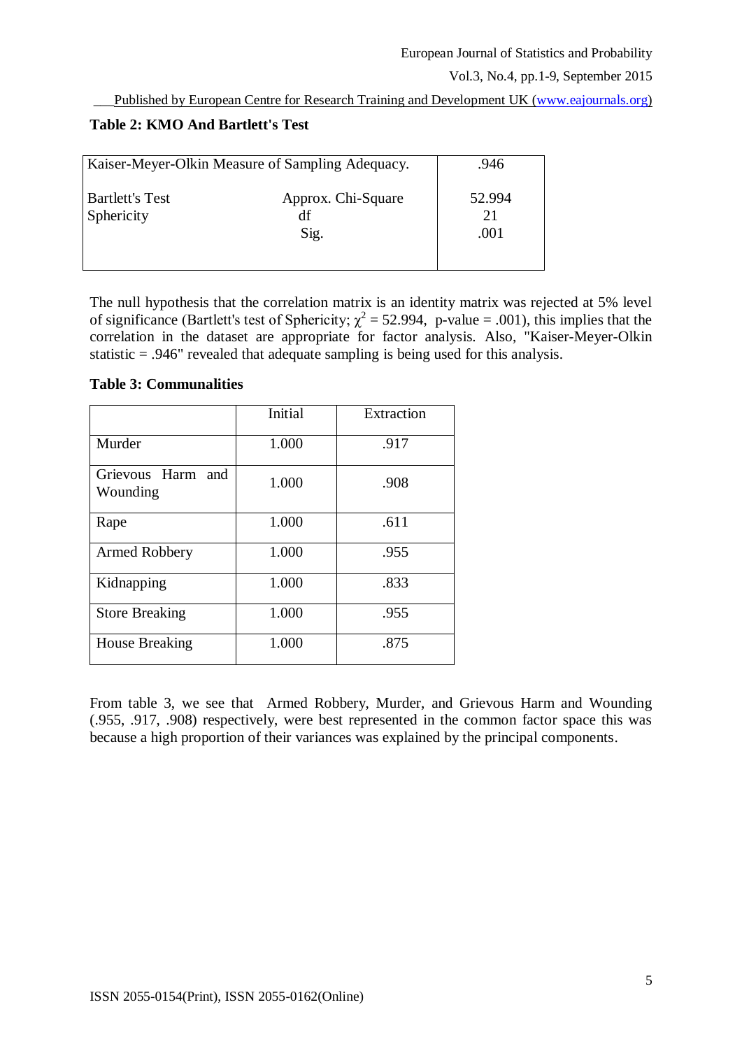**Table 2: KMO And Bartlett's Test**

| | | |
|---|---|---|
| Kaiser-Meyer-Olkin Measure of Sampling Adequacy. | | .946 |
| Bartlett's Test Sphericity | Approx. Chi-Square | 52.994 |
| | df | 21 |
| | Sig. | .001 |

The null hypothesis that the correlation matrix is an identity matrix was rejected at 5% level of significance (Bartlett's test of Sphericity; $\chi^2 = 52.994$, p-value = .001), this implies that the correlation in the dataset are appropriate for factor analysis. Also, "Kaiser-Meyer-Olkin statistic = .946" revealed that adequate sampling is being used for this analysis.

**Table 3: Communalities**

| | Initial | Extraction |
|---|---|---|
| Murder | 1.000 | .917 |
| Grievous Harm and Wounding | 1.000 | .908 |
| Rape | 1.000 | .611 |
| Armed Robbery | 1.000 | .955 |
| Kidnapping | 1.000 | .833 |
| Store Breaking | 1.000 | .955 |
| House Breaking | 1.000 | .875 |

From table 3, we see that Armed Robbery, Murder, and Grievous Harm and Wounding (.955, .917, .908) respectively, were best represented in the common factor space this was because a high proportion of their variances was explained by the principal components.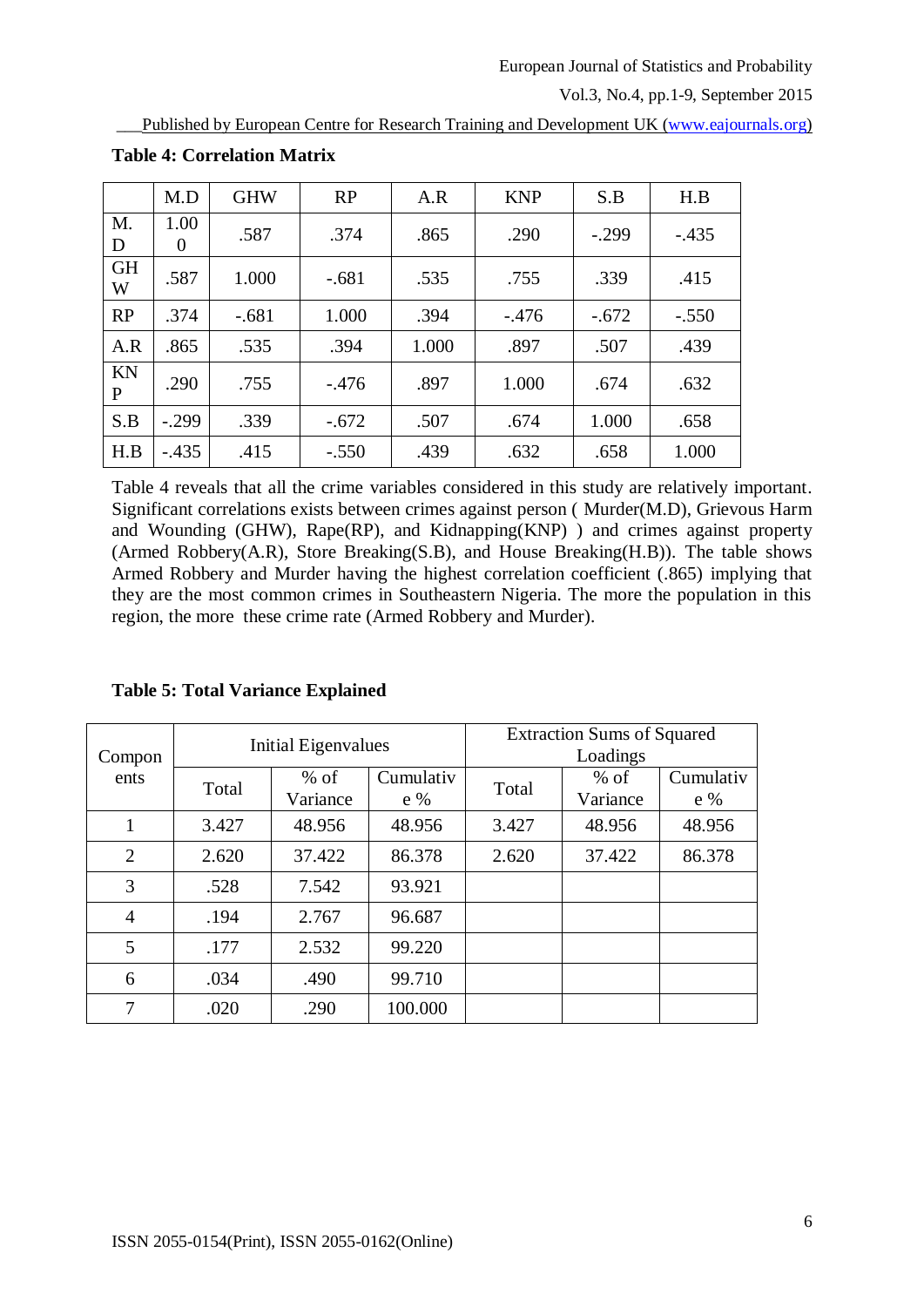**Table 4: Correlation Matrix**

| | M.D | GHW | RP | A.R | KNP | S.B | H.B |
|---|---|---|---|---|---|---|---|
| M.D | 1.000 | .587 | .374 | .865 | .290 | -.299 | -.435 |
| GHW | .587 | 1.000 | -.681 | .535 | .755 | .339 | .415 |
| RP | .374 | -.681 | 1.000 | .394 | -.476 | -.672 | -.550 |
| A.R | .865 | .535 | .394 | 1.000 | .897 | .507 | .439 |
| KNP | .290 | .755 | -.476 | .897 | 1.000 | .674 | .632 |
| S.B | -.299 | .339 | -.672 | .507 | .674 | 1.000 | .658 |
| H.B | -.435 | .415 | -.550 | .439 | .632 | .658 | 1.000 |

Table 4 reveals that all the crime variables considered in this study are relatively important. Significant correlations exists between crimes against person ( Murder(M.D), Grievous Harm and Wounding (GHW), Rape(RP), and Kidnapping(KNP) ) and crimes against property (Armed Robbery(A.R), Store Breaking(S.B), and House Breaking(H.B)). The table shows Armed Robbery and Murder having the highest correlation coefficient (.865) implying that they are the most common crimes in Southeastern Nigeria. The more the population in this region, the more these crime rate (Armed Robbery and Murder).

**Table 5: Total Variance Explained**

| Components | Initial Eigenvalues | | | Extraction Sums of Squared Loadings | | |
|---|---|---|---|---|---|---|
| | Total | % of Variance | Cumulative % | Total | % of Variance | Cumulative % |
| 1 | 3.427 | 48.956 | 48.956 | 3.427 | 48.956 | 48.956 |
| 2 | 2.620 | 37.422 | 86.378 | 2.620 | 37.422 | 86.378 |
| 3 | .528 | 7.542 | 93.921 | | | |
| 4 | .194 | 2.767 | 96.687 | | | |
| 5 | .177 | 2.532 | 99.220 | | | |
| 6 | .034 | .490 | 99.710 | | | |
| 7 | .020 | .290 | 100.000 | | | |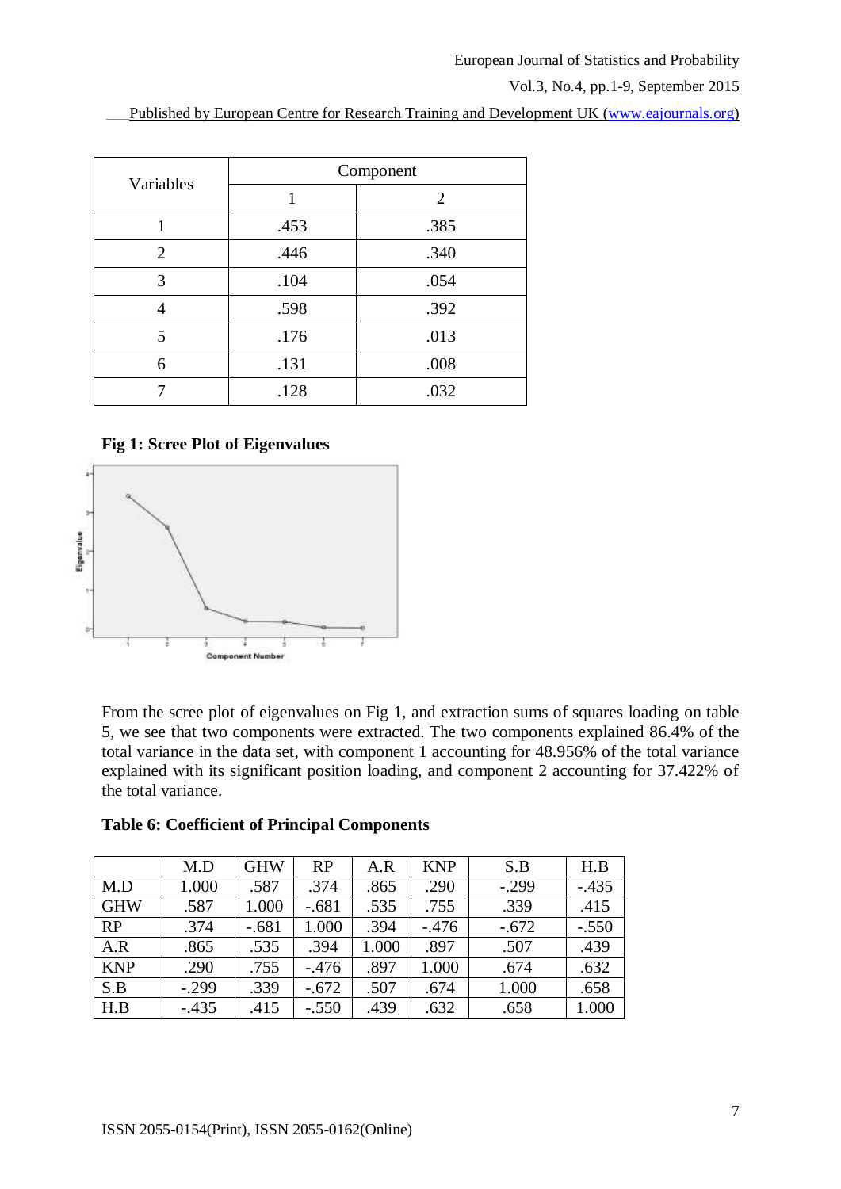| Variables | Component | |
|---|---|---|
| | 1 | 2 |
| 1 | .453 | .385 |
| 2 | .446 | .340 |
| 3 | .104 | .054 |
| 4 | .598 | .392 |
| 5 | .176 | .013 |
| 6 | .131 | .008 |
| 7 | .128 | .032 |

**Fig 1: Scree Plot of Eigenvalues**

From the scree plot of eigenvalues on Fig 1, and extraction sums of squares loading on table 5, we see that two components were extracted. The two components explained 86.4% of the total variance in the data set, with component 1 accounting for 48.956% of the total variance explained with its significant position loading, and component 2 accounting for 37.422% of the total variance.

**Table 6: Coefficient of Principal Components**

| | M.D | GHW | RP | A.R | KNP | S.B | H.B |
|---|---|---|---|---|---|---|---|
| M.D | 1.000 | .587 | .374 | .865 | .290 | -.299 | -.435 |
| GHW | .587 | 1.000 | -.681 | .535 | .755 | .339 | .415 |
| RP | .374 | -.681 | 1.000 | .394 | -.476 | -.672 | -.550 |
| A.R | .865 | .535 | .394 | 1.000 | .897 | .507 | .439 |
| KNP | .290 | .755 | -.476 | .897 | 1.000 | .674 | .632 |
| S.B | -.299 | .339 | -.672 | .507 | .674 | 1.000 | .658 |
| H.B | -.435 | .415 | -.550 | .439 | .632 | .658 | 1.000 |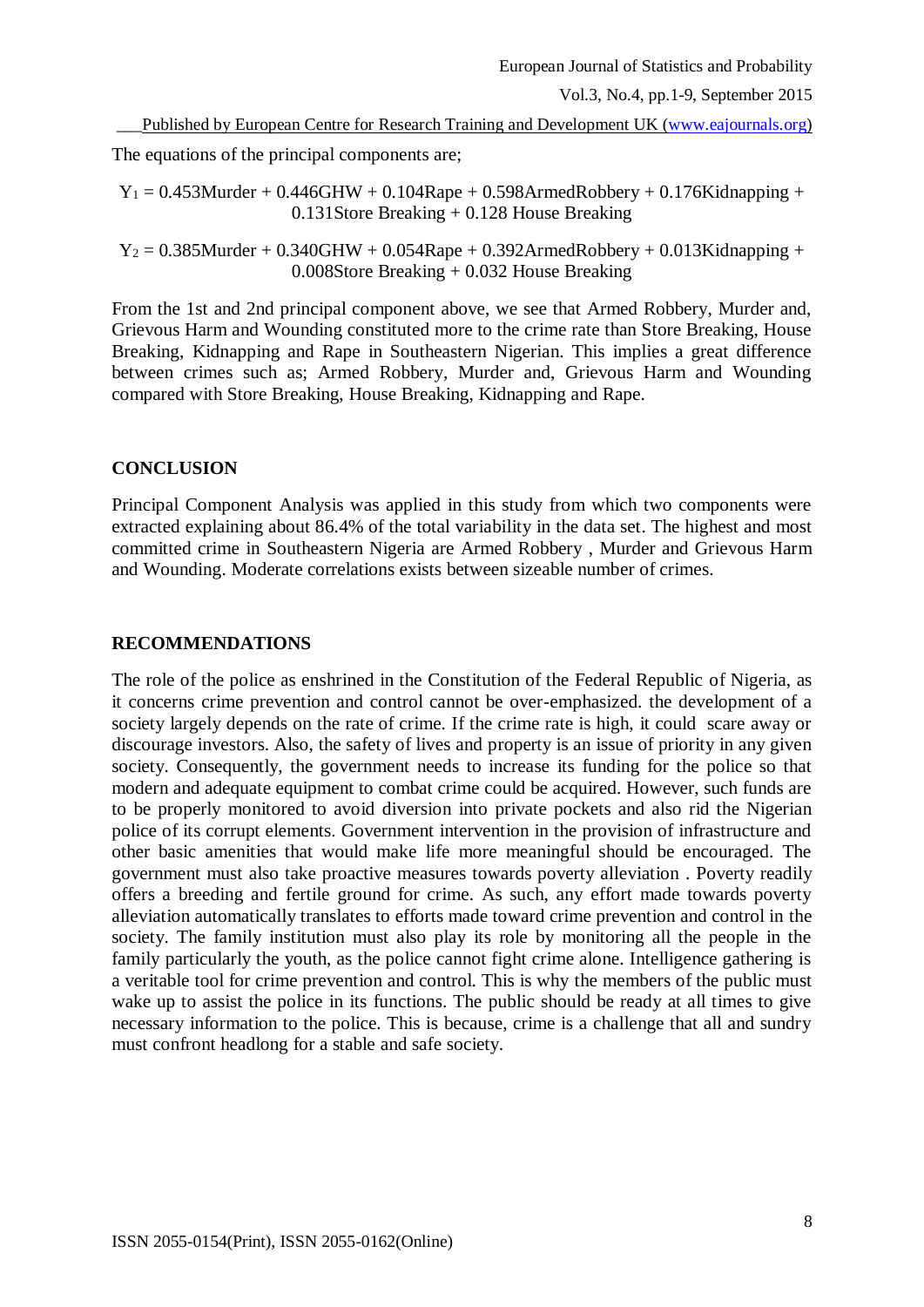The equations of the principal components are;

$$Y_1 = 0.453\text{Murder} + 0.446\text{GHW} + 0.104\text{Rape} + 0.598\text{ArmedRobbery} + 0.176\text{Kidnapping} + 0.131\text{Store Breaking} + 0.128\text{ House Breaking}$$

$$Y_2 = 0.385\text{Murder} + 0.340\text{GHW} + 0.054\text{Rape} + 0.392\text{ArmedRobbery} + 0.013\text{Kidnapping} + 0.008\text{Store Breaking} + 0.032\text{ House Breaking}$$

From the 1st and 2nd principal component above, we see that Armed Robbery, Murder and, Grievous Harm and Wounding constituted more to the crime rate than Store Breaking, House Breaking, Kidnapping and Rape in Southeastern Nigerian. This implies a great difference between crimes such as; Armed Robbery, Murder and, Grievous Harm and Wounding compared with Store Breaking, House Breaking, Kidnapping and Rape.

## CONCLUSION

Principal Component Analysis was applied in this study from which two components were extracted explaining about 86.4% of the total variability in the data set. The highest and most committed crime in Southeastern Nigeria are Armed Robbery , Murder and Grievous Harm and Wounding. Moderate correlations exists between sizeable number of crimes.

## RECOMMENDATIONS

The role of the police as enshrined in the Constitution of the Federal Republic of Nigeria, as it concerns crime prevention and control cannot be over-emphasized. the development of a society largely depends on the rate of crime. If the crime rate is high, it could scare away or discourage investors. Also, the safety of lives and property is an issue of priority in any given society. Consequently, the government needs to increase its funding for the police so that modern and adequate equipment to combat crime could be acquired. However, such funds are to be properly monitored to avoid diversion into private pockets and also rid the Nigerian police of its corrupt elements. Government intervention in the provision of infrastructure and other basic amenities that would make life more meaningful should be encouraged. The government must also take proactive measures towards poverty alleviation . Poverty readily offers a breeding and fertile ground for crime. As such, any effort made towards poverty alleviation automatically translates to efforts made toward crime prevention and control in the society. The family institution must also play its role by monitoring all the people in the family particularly the youth, as the police cannot fight crime alone. Intelligence gathering is a veritable tool for crime prevention and control. This is why the members of the public must wake up to assist the police in its functions. The public should be ready at all times to give necessary information to the police. This is because, crime is a challenge that all and sundry must confront headlong for a stable and safe society.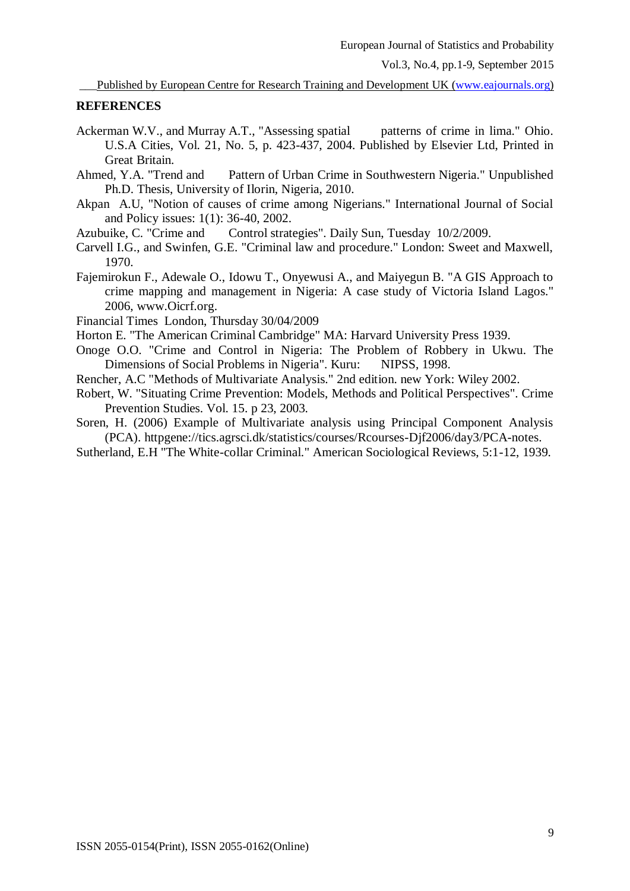## REFERENCES

Ackerman W.V., and Murray A.T., "Assessing spatial patterns of crime in lima." Ohio. U.S.A Cities, Vol. 21, No. 5, p. 423-437, 2004. Published by Elsevier Ltd, Printed in Great Britain.

Ahmed, Y.A. "Trend and Pattern of Urban Crime in Southwestern Nigeria." Unpublished Ph.D. Thesis, University of Ilorin, Nigeria, 2010.

Akpan A.U, "Notion of causes of crime among Nigerians." International Journal of Social and Policy issues: 1(1): 36-40, 2002.

Azubuike, C. "Crime and Control strategies". Daily Sun, Tuesday 10/2/2009.

Carvell I.G., and Swinfen, G.E. "Criminal law and procedure." London: Sweet and Maxwell, 1970.

Fajemirokun F., Adewale O., Idowu T., Onyewusi A., and Maiyegun B. "A GIS Approach to crime mapping and management in Nigeria: A case study of Victoria Island Lagos." 2006, www.Oicrf.org.

Financial Times London, Thursday 30/04/2009

Horton E. "The American Criminal Cambridge" MA: Harvard University Press 1939.

Onoge O.O. "Crime and Control in Nigeria: The Problem of Robbery in Ukwu. The Dimensions of Social Problems in Nigeria". Kuru: NIPSS, 1998.

Rencher, A.C "Methods of Multivariate Analysis." 2nd edition. new York: Wiley 2002.

Robert, W. "Situating Crime Prevention: Models, Methods and Political Perspectives". Crime Prevention Studies. Vol. 15. p 23, 2003.

Soren, H. (2006) Example of Multivariate analysis using Principal Component Analysis (PCA). httpgene://tics.agrsci.dk/statistics/courses/Rcourses-Djf2006/day3/PCA-notes.

Sutherland, E.H "The White-collar Criminal." American Sociological Reviews, 5:1-12, 1939.